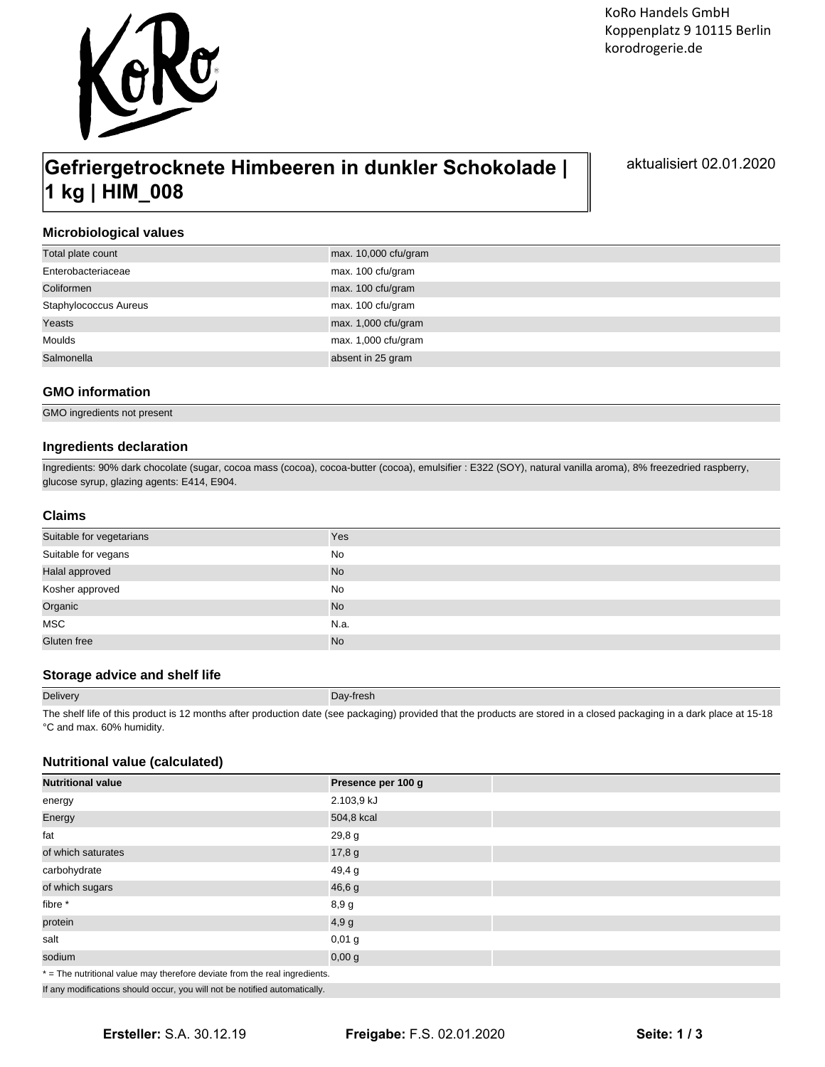KoRo Handels GmbH
Koppenplatz 9 10115 Berlin
korodrogerie.de

# Gefriergetrocknete Himbeeren in dunkler Schokolade | 1 kg | HIM_008

aktualisiert 02.01.2020

## Microbiological values

| | |
|---|---|
| Total plate count | max. 10,000 cfu/gram |
| Enterobacteriaceae | max. 100 cfu/gram |
| Coliformen | max. 100 cfu/gram |
| Staphylococcus Aureus | max. 100 cfu/gram |
| Yeasts | max. 1,000 cfu/gram |
| Moulds | max. 1,000 cfu/gram |
| Salmonella | absent in 25 gram |

## GMO information

GMO ingredients not present

## Ingredients declaration

Ingredients: 90% dark chocolate (sugar, cocoa mass (cocoa), cocoa-butter (cocoa), emulsifier : E322 (SOY), natural vanilla aroma), 8% freezedried raspberry, glucose syrup, glazing agents: E414, E904.

## Claims

| | |
|---|---|
| Suitable for vegetarians | Yes |
| Suitable for vegans | No |
| Halal approved | No |
| Kosher approved | No |
| Organic | No |
| MSC | N.a. |
| Gluten free | No |

## Storage advice and shelf life

| | |
|---|---|
| Delivery | Day-fresh |

The shelf life of this product is 12 months after production date (see packaging) provided that the products are stored in a closed packaging in a dark place at 15-18 °C and max. 60% humidity.

## Nutritional value (calculated)

| Nutritional value | Presence per 100 g | |
|---|---|---|
| energy | 2.103,9 kJ | |
| Energy | 504,8 kcal | |
| fat | 29,8 g | |
| of which saturates | 17,8 g | |
| carbohydrate | 49,4 g | |
| of which sugars | 46,6 g | |
| fibre * | 8,9 g | |
| protein | 4,9 g | |
| salt | 0,01 g | |
| sodium | 0,00 g | |

* = The nutritional value may therefore deviate from the real ingredients.

If any modifications should occur, you will not be notified automatically.

**Ersteller:** S.A. 30.12.19 **Freigabe:** F.S. 02.01.2020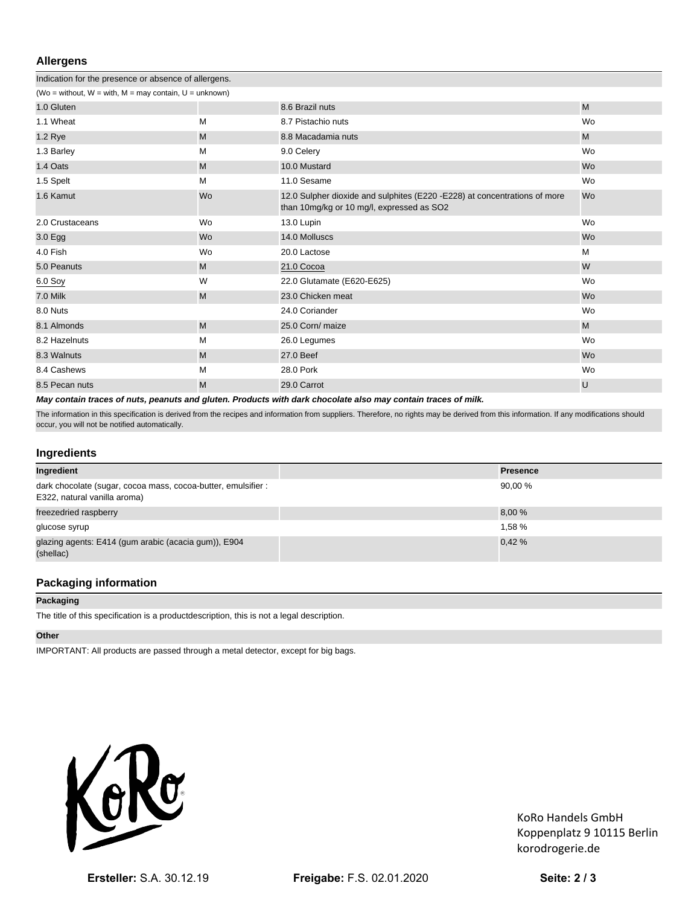## Allergens

Indication for the presence or absence of allergens.

(Wo = without, W = with, M = may contain, U = unknown)

| | | | |
|---|---|---|---|
| 1.0 Gluten | | 8.6 Brazil nuts | M |
| 1.1 Wheat | M | 8.7 Pistachio nuts | Wo |
| 1.2 Rye | M | 8.8 Macadamia nuts | M |
| 1.3 Barley | M | 9.0 Celery | Wo |
| 1.4 Oats | M | 10.0 Mustard | Wo |
| 1.5 Spelt | M | 11.0 Sesame | Wo |
| 1.6 Kamut | Wo | 12.0 Sulpher dioxide and sulphites (E220 -E228) at concentrations of more than 10mg/kg or 10 mg/l, expressed as SO2 | Wo |
| 2.0 Crustaceans | Wo | 13.0 Lupin | Wo |
| 3.0 Egg | Wo | 14.0 Molluscs | Wo |
| 4.0 Fish | Wo | 20.0 Lactose | M |
| 5.0 Peanuts | M | 21.0 Cocoa | W |
| 6.0 Soy | W | 22.0 Glutamate (E620-E625) | Wo |
| 7.0 Milk | M | 23.0 Chicken meat | Wo |
| 8.0 Nuts | | 24.0 Coriander | Wo |
| 8.1 Almonds | M | 25.0 Corn/ maize | M |
| 8.2 Hazelnuts | M | 26.0 Legumes | Wo |
| 8.3 Walnuts | M | 27.0 Beef | Wo |
| 8.4 Cashews | M | 28.0 Pork | Wo |
| 8.5 Pecan nuts | M | 29.0 Carrot | U |

***May contain traces of nuts, peanuts and gluten. Products with dark chocolate also may contain traces of milk.***

The information in this specification is derived from the recipes and information from suppliers. Therefore, no rights may be derived from this information. If any modifications should occur, you will not be notified automatically.

## Ingredients

| Ingredient | | Presence |
|---|---|---|
| dark chocolate (sugar, cocoa mass, cocoa-butter, emulsifier : E322, natural vanilla aroma) | | 90,00 % |
| freezedried raspberry | | 8,00 % |
| glucose syrup | | 1,58 % |
| glazing agents: E414 (gum arabic (acacia gum)), E904 (shellac) | | 0,42 % |

## Packaging information

**Packaging**

The title of this specification is a productdescription, this is not a legal description.

**Other**

IMPORTANT: All products are passed through a metal detector, except for big bags.

KoRo Handels GmbH
Koppenplatz 9 10115 Berlin
korodrogerie.de

**Ersteller:** S.A. 30.12.19 **Freigabe:** F.S. 02.01.2020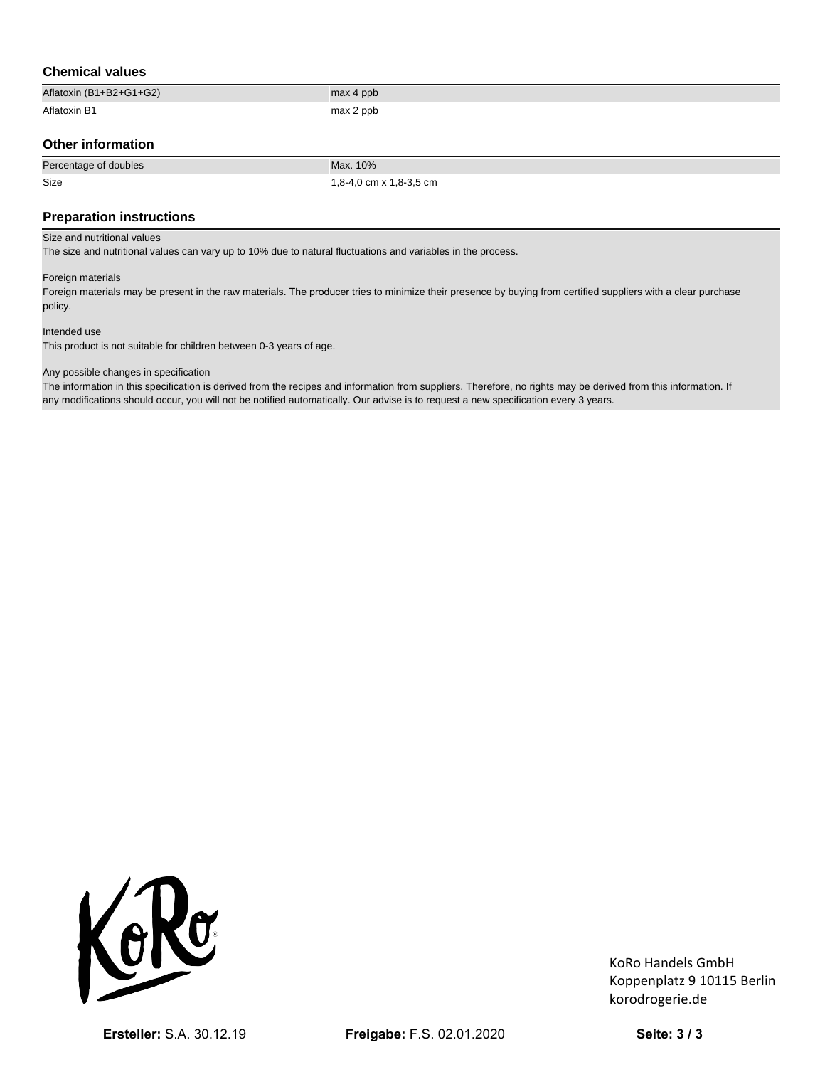## Chemical values

| | |
|---|---|
| Aflatoxin (B1+B2+G1+G2) | max 4 ppb |
| Aflatoxin B1 | max 2 ppb |

## Other information

| | |
|---|---|
| Percentage of doubles | Max. 10% |
| Size | 1,8-4,0 cm x 1,8-3,5 cm |

## Preparation instructions

Size and nutritional values

The size and nutritional values can vary up to 10% due to natural fluctuations and variables in the process.

Foreign materials

Foreign materials may be present in the raw materials. The producer tries to minimize their presence by buying from certified suppliers with a clear purchase policy.

Intended use

This product is not suitable for children between 0-3 years of age.

Any possible changes in specification

The information in this specification is derived from the recipes and information from suppliers. Therefore, no rights may be derived from this information. If any modifications should occur, you will not be notified automatically. Our advise is to request a new specification every 3 years.

KoRo Handels GmbH
Koppenplatz 9 10115 Berlin
korodrogerie.de

**Ersteller:** S.A. 30.12.19 **Freigabe:** F.S. 02.01.2020